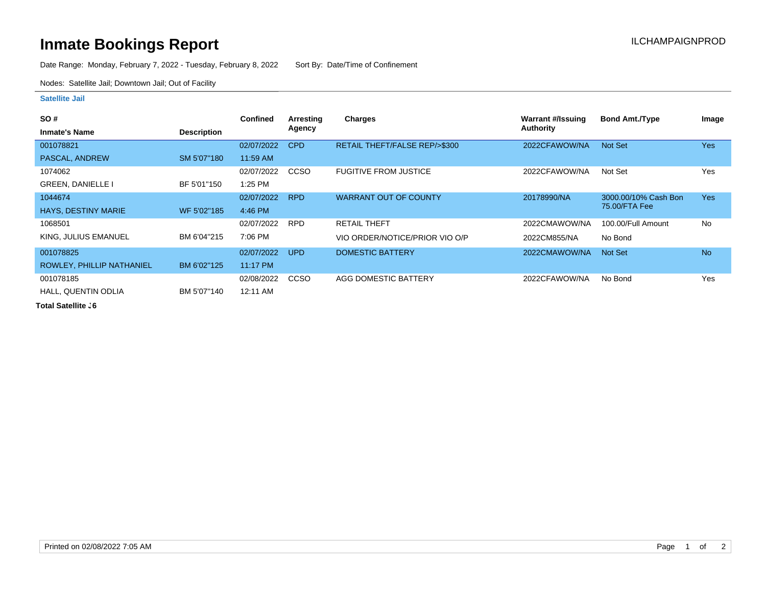# Inmate Bookings Report

ILCHAMPAIGNPROD

Date Range: Monday, February 7, 2022 - Tuesday, February 8, 2022    Sort By: Date/Time of Confinement

Nodes: Satellite Jail; Downtown Jail; Out of Facility

## Satellite Jail

| SO # / Inmate's Name | Description | Confined | Arresting Agency | Charges | Warrant #/Issuing Authority | Bond Amt./Type | Image |
|---|---|---|---|---|---|---|---|
| 001078821<br>PASCAL, ANDREW | SM 5'07"180 | 02/07/2022<br>11:59 AM | CPD | RETAIL THEFT/FALSE REP/>$300 | 2022CFAWOW/NA | Not Set | Yes |
| 1074062<br>GREEN, DANIELLE I | BF 5'01"150 | 02/07/2022<br>1:25 PM | CCSO | FUGITIVE FROM JUSTICE | 2022CFAWOW/NA | Not Set | Yes |
| 1044674<br>HAYS, DESTINY MARIE | WF 5'02"185 | 02/07/2022<br>4:46 PM | RPD | WARRANT OUT OF COUNTY | 20178990/NA | 3000.00/10% Cash Bon<br>75.00/FTA Fee | Yes |
| 1068501<br>KING, JULIUS EMANUEL | BM 6'04"215 | 02/07/2022<br>7:06 PM | RPD | RETAIL THEFT<br>VIO ORDER/NOTICE/PRIOR VIO O/P | 2022CMAWOW/NA<br>2022CM855/NA | 100.00/Full Amount<br>No Bond | No |
| 001078825<br>ROWLEY, PHILLIP NATHANIEL | BM 6'02"125 | 02/07/2022<br>11:17 PM | UPD | DOMESTIC BATTERY | 2022CMAWOW/NA | Not Set | No |
| 001078185<br>HALL, QUENTIN ODLIA | BM 5'07"140 | 02/08/2022<br>12:11 AM | CCSO | AGG DOMESTIC BATTERY | 2022CFAWOW/NA | No Bond | Yes |

**Total Satellite :6**

Printed on 02/08/2022 7:05 AM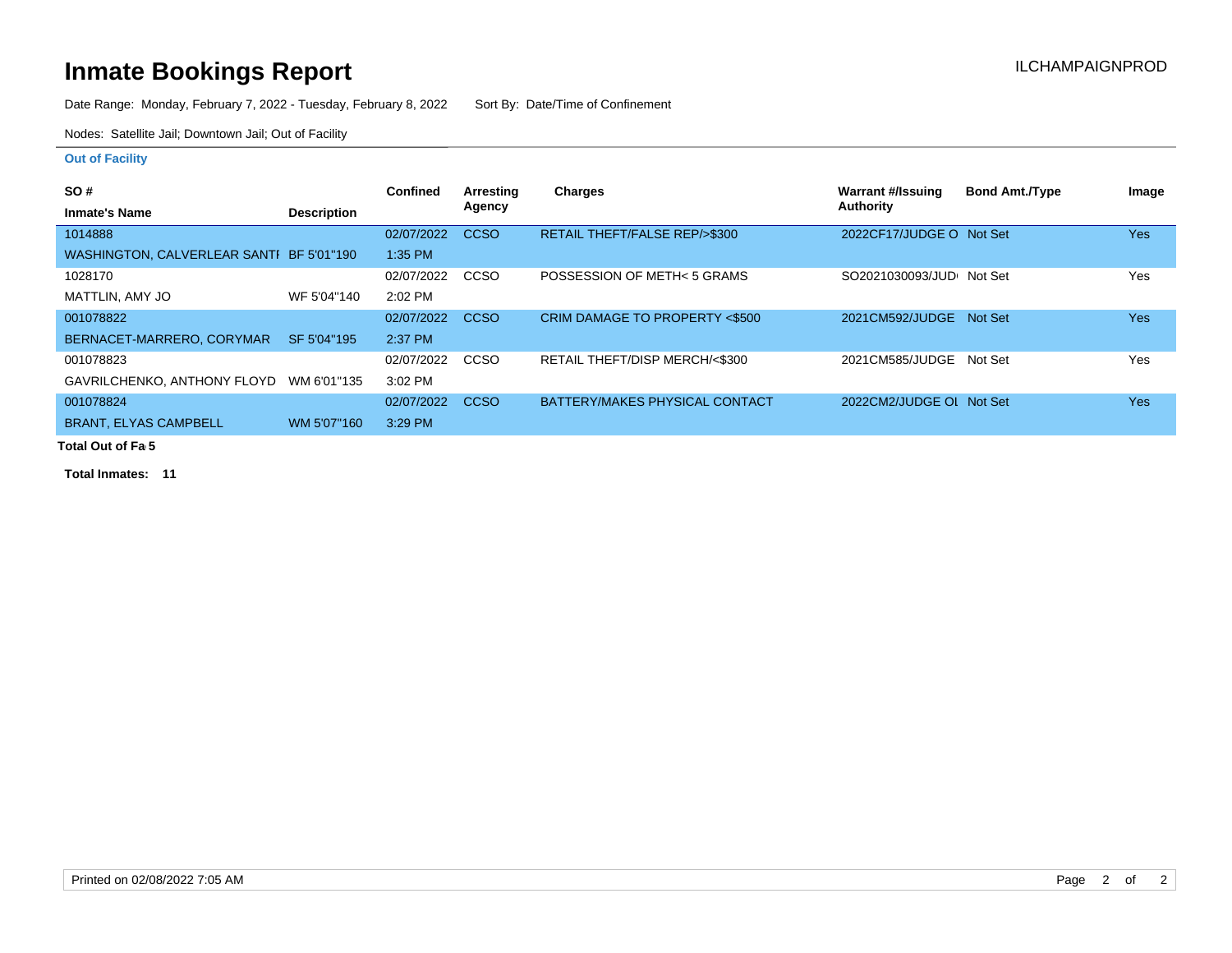# Inmate Bookings Report

ILCHAMPAIGNPROD

Date Range: Monday, February 7, 2022 - Tuesday, February 8, 2022    Sort By: Date/Time of Confinement

Nodes: Satellite Jail; Downtown Jail; Out of Facility

### Out of Facility

| SO # / Inmate's Name | Description | Confined | Arresting Agency | Charges | Warrant #/Issuing Authority | Bond Amt./Type | Image |
|---|---|---|---|---|---|---|---|
| 1014888 / WASHINGTON, CALVERLEAR SANTI | BF 5'01"190 | 02/07/2022 1:35 PM | CCSO | RETAIL THEFT/FALSE REP/>$300 | 2022CF17/JUDGE O | Not Set | Yes |
| 1028170 / MATTLIN, AMY JO | WF 5'04"140 | 02/07/2022 2:02 PM | CCSO | POSSESSION OF METH< 5 GRAMS | SO2021030093/JUD | Not Set | Yes |
| 001078822 / BERNACET-MARRERO, CORYMAR | SF 5'04"195 | 02/07/2022 2:37 PM | CCSO | CRIM DAMAGE TO PROPERTY <$500 | 2021CM592/JUDGE | Not Set | Yes |
| 001078823 / GAVRILCHENKO, ANTHONY FLOYD | WM 6'01"135 | 02/07/2022 3:02 PM | CCSO | RETAIL THEFT/DISP MERCH/<$300 | 2021CM585/JUDGE | Not Set | Yes |
| 001078824 / BRANT, ELYAS CAMPBELL | WM 5'07"160 | 02/07/2022 3:29 PM | CCSO | BATTERY/MAKES PHYSICAL CONTACT | 2022CM2/JUDGE OL | Not Set | Yes |

**Total Out of Fa 5**

**Total Inmates: 11**

Printed on 02/08/2022 7:05 AM